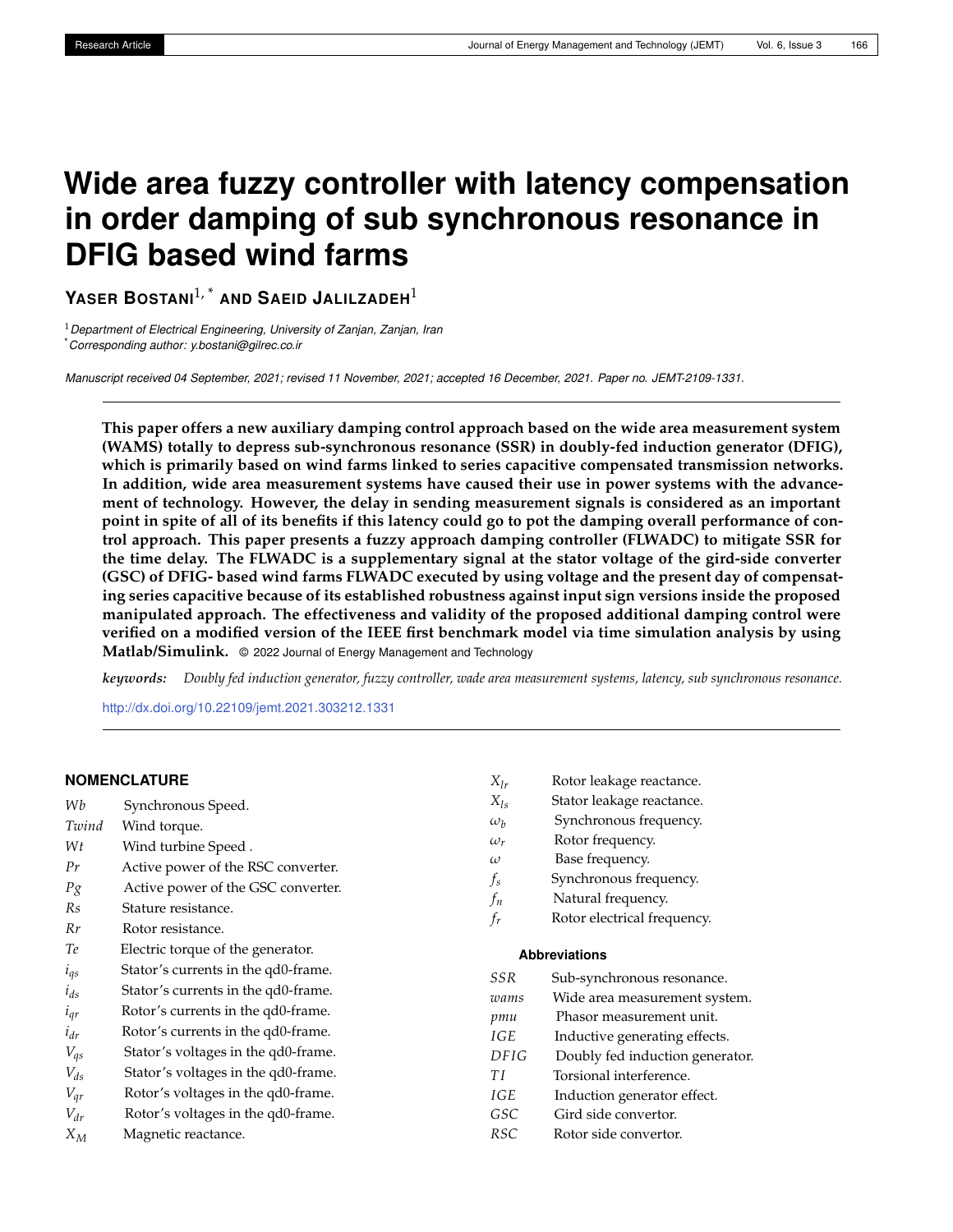# Wide area fuzzy controller with latency compensation in order damping of sub synchronous resonance in DFIG based wind farms

**Yaser Bostani**[1,*] **and Saeid Jalilzadeh**[1]

[1] *Department of Electrical Engineering, University of Zanjan, Zanjan, Iran*
[*] *Corresponding author: y.bostani@gilrec.co.ir*

*Manuscript received 04 September, 2021; revised 11 November, 2021; accepted 16 December, 2021. Paper no. JEMT-2109-1331.*

**This paper offers a new auxiliary damping control approach based on the wide area measurement system (WAMS) totally to depress sub-synchronous resonance (SSR) in doubly-fed induction generator (DFIG), which is primarily based on wind farms linked to series capacitive compensated transmission networks. In addition, wide area measurement systems have caused their use in power systems with the advancement of technology. However, the delay in sending measurement signals is considered as an important point in spite of all of its benefits if this latency could go to pot the damping overall performance of control approach. This paper presents a fuzzy approach damping controller (FLWADC) to mitigate SSR for the time delay. The FLWADC is a supplementary signal at the stator voltage of the gird-side converter (GSC) of DFIG- based wind farms FLWADC executed by using voltage and the present day of compensating series capacitive because of its established robustness against input sign versions inside the proposed manipulated approach. The effectiveness and validity of the proposed additional damping control were verified on a modified version of the IEEE first benchmark model via time simulation analysis by using Matlab/Simulink.** © 2022 Journal of Energy Management and Technology

***keywords:*** *Doubly fed induction generator, fuzzy controller, wade area measurement systems, latency, sub synchronous resonance.*

http://dx.doi.org/10.22109/jemt.2021.303212.1331

## NOMENCLATURE

| | |
|---|---|
| $Wb$ | Synchronous Speed. |
| $Twind$ | Wind torque. |
| $Wt$ | Wind turbine Speed . |
| $Pr$ | Active power of the RSC converter. |
| $Pg$ | Active power of the GSC converter. |
| $Rs$ | Stature resistance. |
| $Rr$ | Rotor resistance. |
| $Te$ | Electric torque of the generator. |
| $i_{qs}$ | Stator's currents in the qd0-frame. |
| $i_{ds}$ | Stator's currents in the qd0-frame. |
| $i_{qr}$ | Rotor's currents in the qd0-frame. |
| $i_{dr}$ | Rotor's currents in the qd0-frame. |
| $V_{qs}$ | Stator's voltages in the qd0-frame. |
| $V_{ds}$ | Stator's voltages in the qd0-frame. |
| $V_{qr}$ | Rotor's voltages in the qd0-frame. |
| $V_{dr}$ | Rotor's voltages in the qd0-frame. |
| $X_M$ | Magnetic reactance. |
| $X_{lr}$ | Rotor leakage reactance. |
| $X_{ls}$ | Stator leakage reactance. |
| $\omega_b$ | Synchronous frequency. |
| $\omega_r$ | Rotor frequency. |
| $\omega$ | Base frequency. |
| $f_s$ | Synchronous frequency. |
| $f_n$ | Natural frequency. |
| $f_r$ | Rotor electrical frequency. |

### Abbreviations

| | |
|---|---|
| $SSR$ | Sub-synchronous resonance. |
| $wams$ | Wide area measurement system. |
| $pmu$ | Phasor measurement unit. |
| $IGE$ | Inductive generating effects. |
| $DFIG$ | Doubly fed induction generator. |
| $TI$ | Torsional interference. |
| $IGE$ | Induction generator effect. |
| $GSC$ | Gird side convertor. |
| $RSC$ | Rotor side convertor. |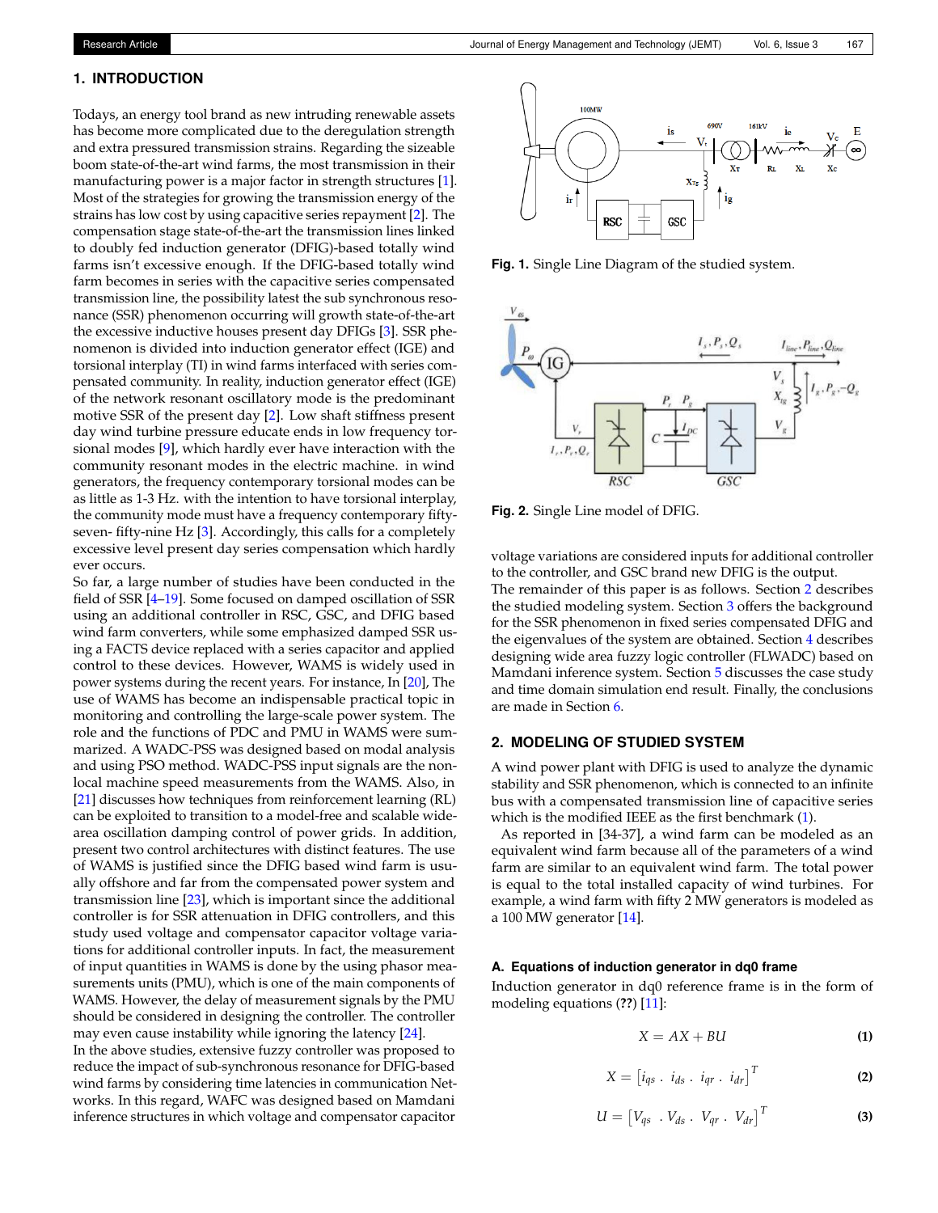## 1. INTRODUCTION

Todays, an energy tool brand as new intruding renewable assets has become more complicated due to the deregulation strength and extra pressured transmission strains. Regarding the sizeable boom state-of-the-art wind farms, the most transmission in their manufacturing power is a major factor in strength structures [1]. Most of the strategies for growing the transmission energy of the strains has low cost by using capacitive series repayment [2]. The compensation stage state-of-the-art the transmission lines linked to doubly fed induction generator (DFIG)-based totally wind farms isn't excessive enough. If the DFIG-based totally wind farm becomes in series with the capacitive series compensated transmission line, the possibility latest the sub synchronous resonance (SSR) phenomenon occurring will growth state-of-the-art the excessive inductive houses present day DFIGs [3]. SSR phenomenon is divided into induction generator effect (IGE) and torsional interplay (TI) in wind farms interfaced with series compensated community. In reality, induction generator effect (IGE) of the network resonant oscillatory mode is the predominant motive SSR of the present day [2]. Low shaft stiffness present day wind turbine pressure educate ends in low frequency torsional modes [9], which hardly ever have interaction with the community resonant modes in the electric machine. in wind generators, the frequency contemporary torsional modes can be as little as 1-3 Hz. with the intention to have torsional interplay, the community mode must have a frequency contemporary fifty-seven- fifty-nine Hz [3]. Accordingly, this calls for a completely excessive level present day series compensation which hardly ever occurs.

So far, a large number of studies have been conducted in the field of SSR [4–19]. Some focused on damped oscillation of SSR using an additional controller in RSC, GSC, and DFIG based wind farm converters, while some emphasized damped SSR using a FACTS device replaced with a series capacitor and applied control to these devices. However, WAMS is widely used in power systems during the recent years. For instance, In [20], The use of WAMS has become an indispensable practical topic in monitoring and controlling the large-scale power system. The role and the functions of PDC and PMU in WAMS were summarized. A WADC-PSS was designed based on modal analysis and using PSO method. WADC-PSS input signals are the nonlocal machine speed measurements from the WAMS. Also, in [21] discusses how techniques from reinforcement learning (RL) can be exploited to transition to a model-free and scalable wide-area oscillation damping control of power grids. In addition, present two control architectures with distinct features. The use of WAMS is justified since the DFIG based wind farm is usually offshore and far from the compensated power system and transmission line [23], which is important since the additional controller is for SSR attenuation in DFIG controllers, and this study used voltage and compensator capacitor voltage variations for additional controller inputs. In fact, the measurement of input quantities in WAMS is done by the using phasor measurements units (PMU), which is one of the main components of WAMS. However, the delay of measurement signals by the PMU should be considered in designing the controller. The controller may even cause instability while ignoring the latency [24].

In the above studies, extensive fuzzy controller was proposed to reduce the impact of sub-synchronous resonance for DFIG-based wind farms by considering time latencies in communication Networks. In this regard, WAFC was designed based on Mamdani inference structures in which voltage and compensator capacitor voltage variations are considered inputs for additional controller to the controller, and GSC brand new DFIG is the output.

The remainder of this paper is as follows. Section 2 describes the studied modeling system. Section 3 offers the background for the SSR phenomenon in fixed series compensated DFIG and the eigenvalues of the system are obtained. Section 4 describes designing wide area fuzzy logic controller (FLWADC) based on Mamdani inference system. Section 5 discusses the case study and time domain simulation end result. Finally, the conclusions are made in Section 6.

**Fig. 1.** Single Line Diagram of the studied system.

**Fig. 2.** Single Line model of DFIG.

## 2. MODELING OF STUDIED SYSTEM

A wind power plant with DFIG is used to analyze the dynamic stability and SSR phenomenon, which is connected to an infinite bus with a compensated transmission line of capacitive series which is the modified IEEE as the first benchmark (1).

As reported in [34-37], a wind farm can be modeled as an equivalent wind farm because all of the parameters of a wind farm are similar to an equivalent wind farm. The total power is equal to the total installed capacity of wind turbines. For example, a wind farm with fifty 2 MW generators is modeled as a 100 MW generator [14].

### A. Equations of induction generator in dq0 frame

Induction generator in dq0 reference frame is in the form of modeling equations (??) [11]:

$$X = AX + BU \tag{1}$$

$$X = \left[i_{qs} \;.\; i_{ds} \;.\; i_{qr} \;.\; i_{dr}\right]^T \tag{2}$$

$$U = \left[V_{qs} \;.\; V_{ds} \;.\; V_{qr} \;.\; V_{dr}\right]^T \tag{3}$$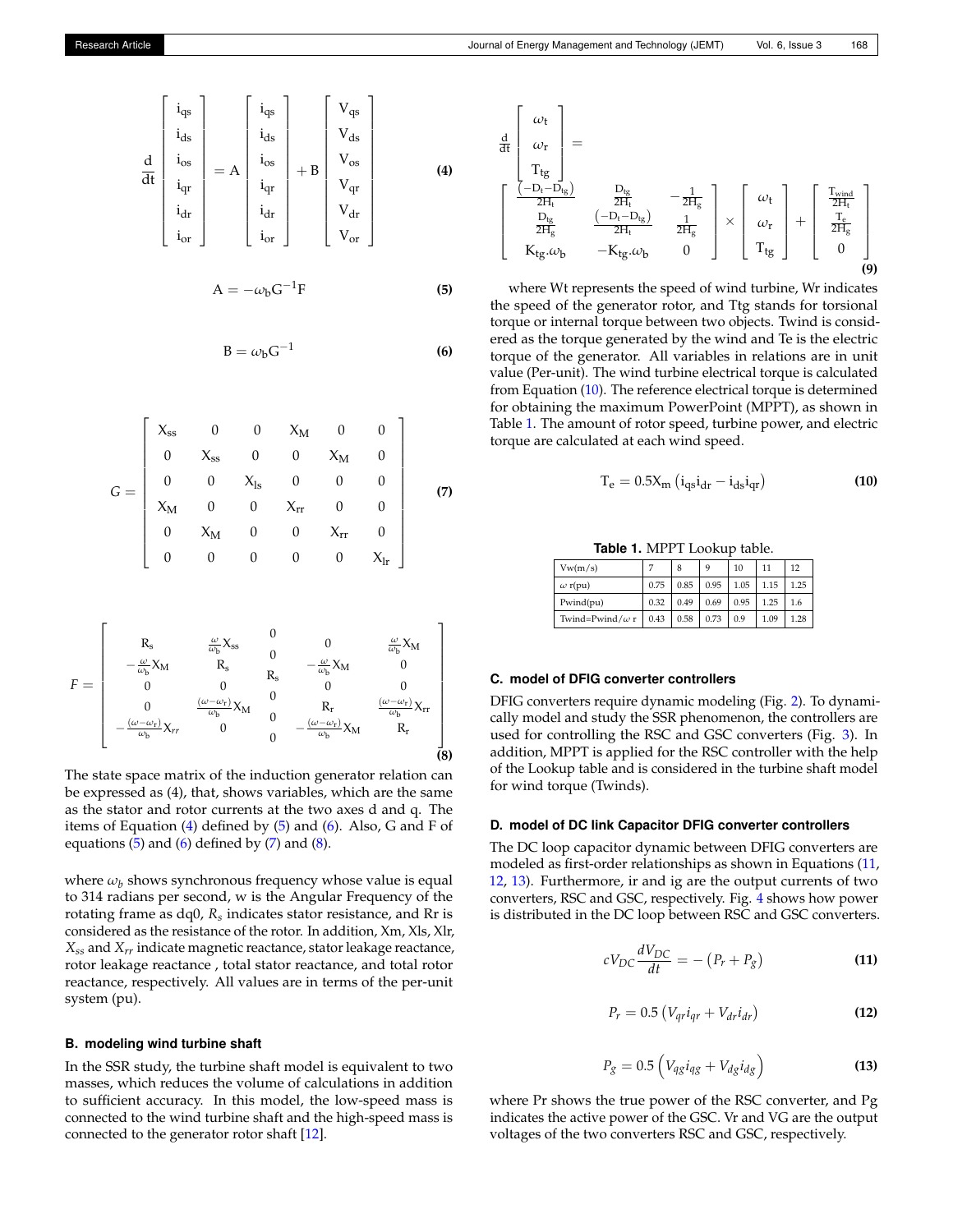$$\frac{d}{dt}\begin{bmatrix} i_{qs} \\ i_{ds} \\ i_{os} \\ i_{qr} \\ i_{dr} \\ i_{or} \end{bmatrix} = A \begin{bmatrix} i_{qs} \\ i_{ds} \\ i_{os} \\ i_{qr} \\ i_{dr} \\ i_{or} \end{bmatrix} + B \begin{bmatrix} V_{qs} \\ V_{ds} \\ V_{os} \\ V_{qr} \\ V_{dr} \\ V_{or} \end{bmatrix} \tag{4}$$

$$A = -\omega_b G^{-1} F \tag{5}$$

$$B = \omega_b G^{-1} \tag{6}$$

$$G = \begin{bmatrix} X_{ss} & 0 & 0 & X_M & 0 & 0 \\ 0 & X_{ss} & 0 & 0 & X_M & 0 \\ 0 & 0 & X_{ls} & 0 & 0 & 0 \\ X_M & 0 & 0 & X_{rr} & 0 & 0 \\ 0 & X_M & 0 & 0 & X_{rr} & 0 \\ 0 & 0 & 0 & 0 & 0 & X_{lr} \end{bmatrix} \tag{7}$$

$$F = \begin{bmatrix} R_s & \frac{\omega}{\omega_b} X_{ss} & 0 & 0 & \frac{\omega}{\omega_b} X_M \\ -\frac{\omega}{\omega_b} X_M & R_s & 0 & -\frac{\omega}{\omega_b} X_M & 0 \\ 0 & 0 & R_s & 0 & 0 \\ 0 & \frac{(\omega-\omega_r)}{\omega_b} X_M & 0 & R_r & \frac{(\omega-\omega_r)}{\omega_b} X_{rr} \\ -\frac{(\omega-\omega_r)}{\omega_b} X_{rr} & 0 & 0 & -\frac{(\omega-\omega_r)}{\omega_b} X_M & R_r \end{bmatrix} \tag{8}$$

The state space matrix of the induction generator relation can be expressed as (4), that, shows variables, which are the same as the stator and rotor currents at the two axes d and q. The items of Equation (4) defined by (5) and (6). Also, G and F of equations (5) and (6) defined by (7) and (8).

where $\omega_b$ shows synchronous frequency whose value is equal to 314 radians per second, w is the Angular Frequency of the rotating frame as dq0, $R_s$ indicates stator resistance, and Rr is considered as the resistance of the rotor. In addition, Xm, Xls, Xlr, $X_{ss}$ and $X_{rr}$ indicate magnetic reactance, stator leakage reactance, rotor leakage reactance , total stator reactance, and total rotor reactance, respectively. All values are in terms of the per-unit system (pu).

### B. modeling wind turbine shaft

In the SSR study, the turbine shaft model is equivalent to two masses, which reduces the volume of calculations in addition to sufficient accuracy. In this model, the low-speed mass is connected to the wind turbine shaft and the high-speed mass is connected to the generator rotor shaft [12].

$$\frac{d}{dt}\begin{bmatrix} \omega_t \\ \omega_r \\ T_{tg} \end{bmatrix} = \begin{bmatrix} \frac{(-D_t-D_{tg})}{2H_t} & \frac{D_{tg}}{2H_t} & -\frac{1}{2H_g} \\ \frac{D_{tg}}{2H_g} & \frac{(-D_t-D_{tg})}{2H_t} & \frac{1}{2H_g} \\ K_{tg}.\omega_b & -K_{tg}.\omega_b & 0 \end{bmatrix} \times \begin{bmatrix} \omega_t \\ \omega_r \\ T_{tg} \end{bmatrix} + \begin{bmatrix} \frac{T_{wind}}{2H_t} \\ \frac{T_e}{2H_g} \\ 0 \end{bmatrix} \tag{9}$$

where Wt represents the speed of wind turbine, Wr indicates the speed of the generator rotor, and Ttg stands for torsional torque or internal torque between two objects. Twind is considered as the torque generated by the wind and Te is the electric torque of the generator. All variables in relations are in unit value (Per-unit). The wind turbine electrical torque is calculated from Equation (10). The reference electrical torque is determined for obtaining the maximum PowerPoint (MPPT), as shown in Table 1. The amount of rotor speed, turbine power, and electric torque are calculated at each wind speed.

$$T_e = 0.5 X_m \left( i_{qs} i_{dr} - i_{ds} i_{qr} \right) \tag{10}$$

**Table 1.** MPPT Lookup table.

| Vw(m/s) | 7 | 8 | 9 | 10 | 11 | 12 |
|---|---|---|---|---|---|---|
| $\omega$ r(pu) | 0.75 | 0.85 | 0.95 | 1.05 | 1.15 | 1.25 |
| Pwind(pu) | 0.32 | 0.49 | 0.69 | 0.95 | 1.25 | 1.6 |
| Twind=Pwind/$\omega$ r | 0.43 | 0.58 | 0.73 | 0.9 | 1.09 | 1.28 |

### C. model of DFIG converter controllers

DFIG converters require dynamic modeling (Fig. 2). To dynamically model and study the SSR phenomenon, the controllers are used for controlling the RSC and GSC converters (Fig. 3). In addition, MPPT is applied for the RSC controller with the help of the Lookup table and is considered in the turbine shaft model for wind torque (Twinds).

### D. model of DC link Capacitor DFIG converter controllers

The DC loop capacitor dynamic between DFIG converters are modeled as first-order relationships as shown in Equations (11, 12, 13). Furthermore, ir and ig are the output currents of two converters, RSC and GSC, respectively. Fig. 4 shows how power is distributed in the DC loop between RSC and GSC converters.

$$cV_{DC}\frac{dV_{DC}}{dt} = -\left(P_r + P_g\right) \tag{11}$$

$$P_r = 0.5\left(V_{qr}i_{qr} + V_{dr}i_{dr}\right) \tag{12}$$

$$P_g = 0.5\left(V_{qg}i_{qg} + V_{dg}i_{dg}\right) \tag{13}$$

where Pr shows the true power of the RSC converter, and Pg indicates the active power of the GSC. Vr and VG are the output voltages of the two converters RSC and GSC, respectively.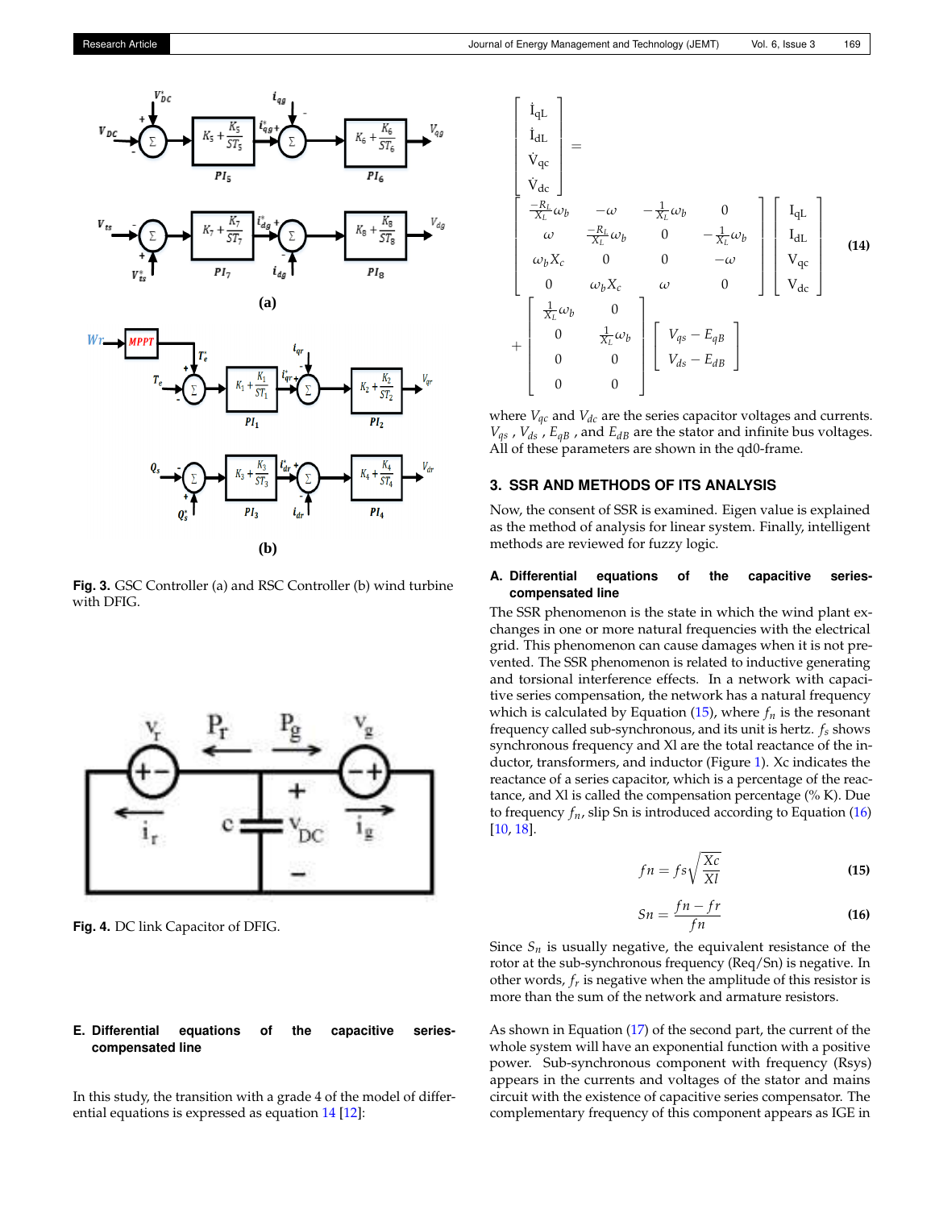Fig. 3. GSC Controller (a) and RSC Controller (b) wind turbine with DFIG.

Fig. 4. DC link Capacitor of DFIG.

### E. Differential equations of the capacitive series-compensated line

In this study, the transition with a grade 4 of the model of differential equations is expressed as equation 14 [12]:

$$\begin{bmatrix} \dot{I}_{qL} \\ \dot{I}_{dL} \\ \dot{V}_{qc} \\ \dot{V}_{dc} \end{bmatrix} = \begin{bmatrix} \frac{-R_L}{X_L}\omega_b & -\omega & -\frac{1}{X_L}\omega_b & 0 \\ \omega & \frac{-R_L}{X_L}\omega_b & 0 & -\frac{1}{X_L}\omega_b \\ \omega_b X_c & 0 & 0 & -\omega \\ 0 & \omega_b X_c & \omega & 0 \end{bmatrix} \begin{bmatrix} I_{qL} \\ I_{dL} \\ V_{qc} \\ V_{dc} \end{bmatrix} + \begin{bmatrix} \frac{1}{X_L}\omega_b & 0 \\ 0 & \frac{1}{X_L}\omega_b \\ 0 & 0 \\ 0 & 0 \end{bmatrix} \begin{bmatrix} V_{qs} - E_{qB} \\ V_{ds} - E_{dB} \end{bmatrix} \tag{14}$$

where $V_{qc}$ and $V_{dc}$ are the series capacitor voltages and currents. $V_{qs}$ , $V_{ds}$ , $E_{qB}$ , and $E_{dB}$ are the stator and infinite bus voltages. All of these parameters are shown in the qd0-frame.

## 3. SSR AND METHODS OF ITS ANALYSIS

Now, the consent of SSR is examined. Eigen value is explained as the method of analysis for linear system. Finally, intelligent methods are reviewed for fuzzy logic.

### A. Differential equations of the capacitive series-compensated line

The SSR phenomenon is the state in which the wind plant exchanges in one or more natural frequencies with the electrical grid. This phenomenon can cause damages when it is not prevented. The SSR phenomenon is related to inductive generating and torsional interference effects. In a network with capacitive series compensation, the network has a natural frequency which is calculated by Equation (15), where $f_n$ is the resonant frequency called sub-synchronous, and its unit is hertz. $f_s$ shows synchronous frequency and Xl are the total reactance of the inductor, transformers, and inductor (Figure 1). Xc indicates the reactance of a series capacitor, which is a percentage of the reactance, and Xl is called the compensation percentage (% K). Due to frequency $f_n$, slip Sn is introduced according to Equation (16) [10, 18].

$$fn = fs\sqrt{\frac{Xc}{Xl}} \tag{15}$$

$$Sn = \frac{fn - fr}{fn} \tag{16}$$

Since $S_n$ is usually negative, the equivalent resistance of the rotor at the sub-synchronous frequency (Req/Sn) is negative. In other words, $f_r$ is negative when the amplitude of this resistor is more than the sum of the network and armature resistors.

As shown in Equation (17) of the second part, the current of the whole system will have an exponential function with a positive power. Sub-synchronous component with frequency (Rsys) appears in the currents and voltages of the stator and mains circuit with the existence of capacitive series compensator. The complementary frequency of this component appears as IGE in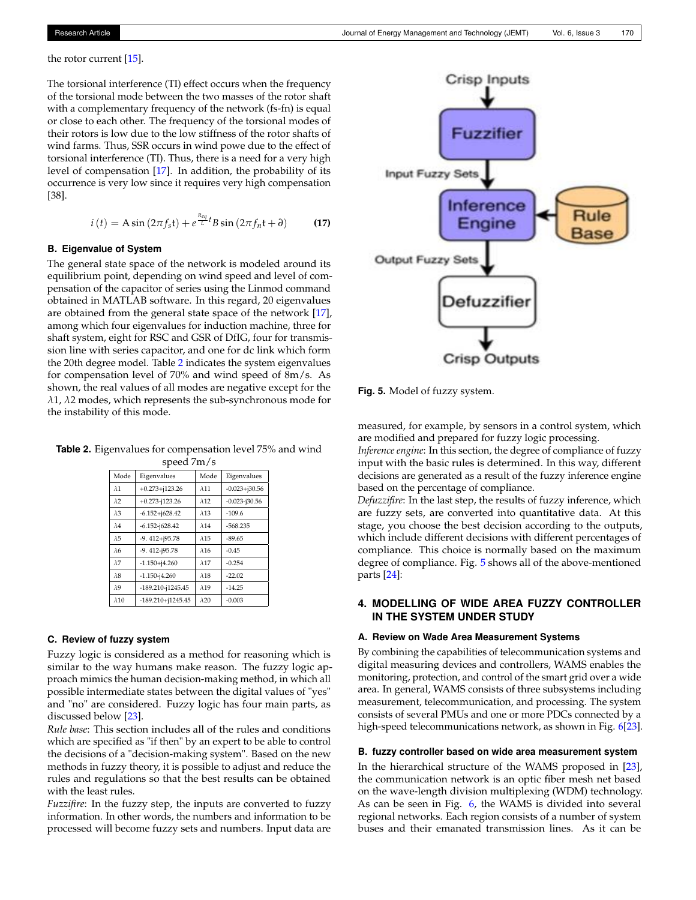the rotor current [15].

The torsional interference (TI) effect occurs when the frequency of the torsional mode between the two masses of the rotor shaft with a complementary frequency of the network (fs-fn) is equal or close to each other. The torsional modes of the frequency of their rotors is low due to the low stiffness of the rotor shafts of wind farms. Thus, SSR occurs in wind powe due to the effect of torsional interference (TI). Thus, there is a need for a very high level of compensation [17]. In addition, the probability of its occurrence is very low since it requires very high compensation [38].

$$i(t) = A\sin(2\pi f_s t) + e^{\frac{R_{eq}}{L}t} B \sin(2\pi f_n t + \partial) \tag{17}$$

### B. Eigenvalue of System

The general state space of the network is modeled around its equilibrium point, depending on wind speed and level of compensation of the capacitor of series using the Linmod command obtained in MATLAB software. In this regard, 20 eigenvalues are obtained from the general state space of the network [17], among which four eigenvalues for induction machine, three for shaft system, eight for RSC and GSR of DfIG, four for transmission line with series capacitor, and one for dc link which form the 20th degree model. Table 2 indicates the system eigenvalues for compensation level of 70% and wind speed of 8m/s. As shown, the real values of all modes are negative except for the $\lambda 1$, $\lambda 2$ modes, which represents the sub-synchronous mode for the instability of this mode.

**Table 2.** Eigenvalues for compensation level 75% and wind speed 7m/s

| Mode | Eigenvalues | Mode | Eigenvalues |
|---|---|---|---|
| λ1 | +0.273+j123.26 | λ11 | -0.023+j30.56 |
| λ2 | +0.273-j123.26 | λ12 | -0.023-j30.56 |
| λ3 | -6.152+j628.42 | λ13 | -109.6 |
| λ4 | -6.152-j628.42 | λ14 | -568.235 |
| λ5 | -9. 412+j95.78 | λ15 | -89.65 |
| λ6 | -9. 412-j95.78 | λ16 | -0.45 |
| λ7 | -1.150+j4.260 | λ17 | -0.254 |
| λ8 | -1.150-j4.260 | λ18 | -22.02 |
| λ9 | -189.210-j1245.45 | λ19 | -14.25 |
| λ10 | -189.210+j1245.45 | λ20 | -0.003 |

### C. Review of fuzzy system

Fuzzy logic is considered as a method for reasoning which is similar to the way humans make reason. The fuzzy logic approach mimics the human decision-making method, in which all possible intermediate states between the digital values of "yes" and "no" are considered. Fuzzy logic has four main parts, as discussed below [23].

*Rule base*: This section includes all of the rules and conditions which are specified as "if then" by an expert to be able to control the decisions of a "decision-making system". Based on the new methods in fuzzy theory, it is possible to adjust and reduce the rules and regulations so that the best results can be obtained with the least rules.

*Fuzzifire*: In the fuzzy step, the inputs are converted to fuzzy information. In other words, the numbers and information to be processed will become fuzzy sets and numbers. Input data are measured, for example, by sensors in a control system, which are modified and prepared for fuzzy logic processing.

*Inference engine*: In this section, the degree of compliance of fuzzy input with the basic rules is determined. In this way, different decisions are generated as a result of the fuzzy inference engine based on the percentage of compliance.

*Defuzzifire*: In the last step, the results of fuzzy inference, which are fuzzy sets, are converted into quantitative data. At this stage, you choose the best decision according to the outputs, which include different decisions with different percentages of compliance. This choice is normally based on the maximum degree of compliance. Fig. 5 shows all of the above-mentioned parts [24]:

Crisp Inputs → Fuzzifier → Input Fuzzy Sets → Inference Engine (← Rule Base) → Output Fuzzy Sets → Defuzzifier → Crisp Outputs

**Fig. 5.** Model of fuzzy system.

## 4. MODELLING OF WIDE AREA FUZZY CONTROLLER IN THE SYSTEM UNDER STUDY

### A. Review on Wade Area Measurement Systems

By combining the capabilities of telecommunication systems and digital measuring devices and controllers, WAMS enables the monitoring, protection, and control of the smart grid over a wide area. In general, WAMS consists of three subsystems including measurement, telecommunication, and processing. The system consists of several PMUs and one or more PDCs connected by a high-speed telecommunications network, as shown in Fig. 6[23].

### B. fuzzy controller based on wide area measurement system

In the hierarchical structure of the WAMS proposed in [23], the communication network is an optic fiber mesh net based on the wave-length division multiplexing (WDM) technology. As can be seen in Fig. 6, the WAMS is divided into several regional networks. Each region consists of a number of system buses and their emanated transmission lines. As it can be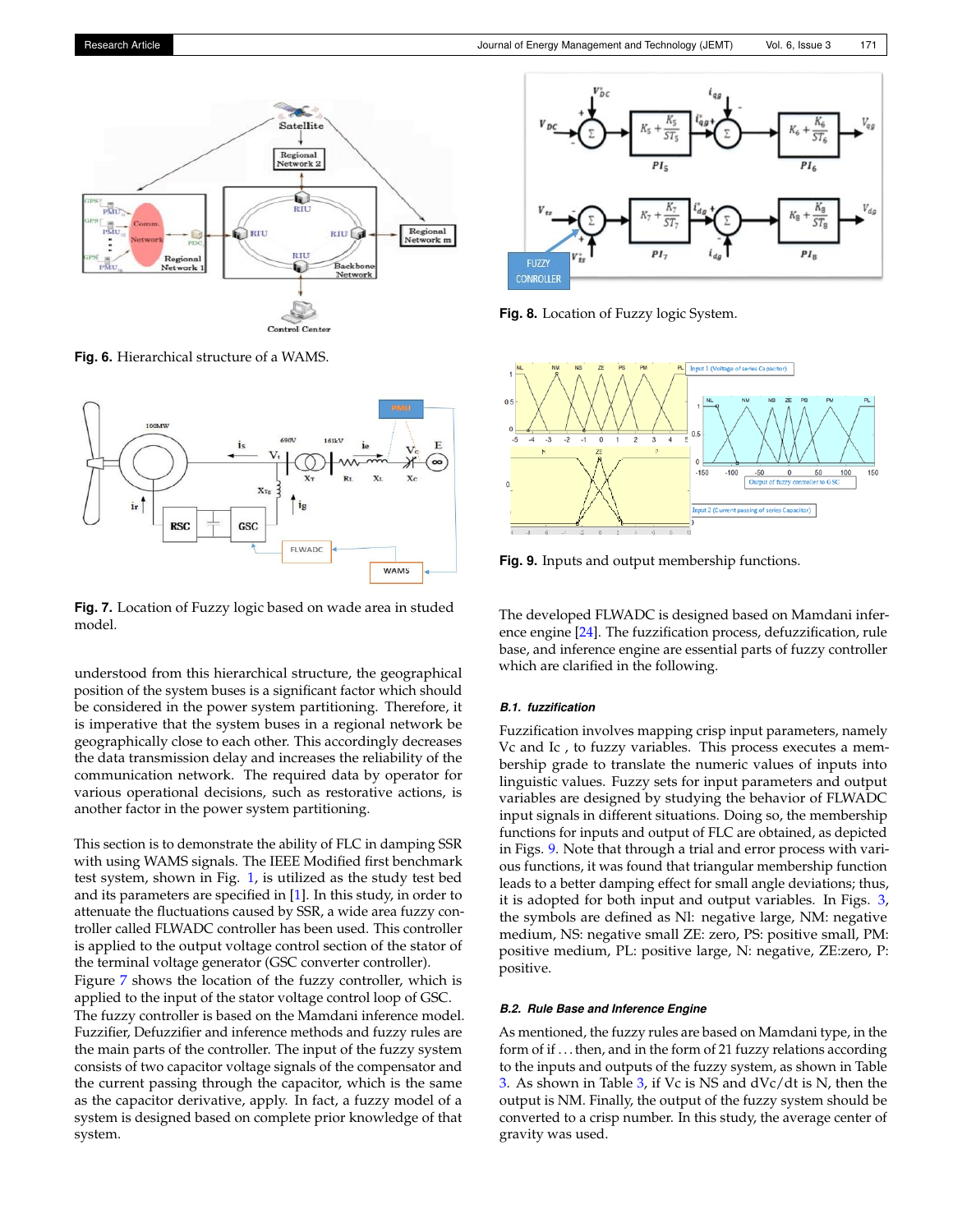Fig. 6. Hierarchical structure of a WAMS.

Fig. 7. Location of Fuzzy logic based on wade area in studed model.

understood from this hierarchical structure, the geographical position of the system buses is a significant factor which should be considered in the power system partitioning. Therefore, it is imperative that the system buses in a regional network be geographically close to each other. This accordingly decreases the data transmission delay and increases the reliability of the communication network. The required data by operator for various operational decisions, such as restorative actions, is another factor in the power system partitioning.

This section is to demonstrate the ability of FLC in damping SSR with using WAMS signals. The IEEE Modified first benchmark test system, shown in Fig. 1, is utilized as the study test bed and its parameters are specified in [1]. In this study, in order to attenuate the fluctuations caused by SSR, a wide area fuzzy controller called FLWADC controller has been used. This controller is applied to the output voltage control section of the stator of the terminal voltage generator (GSC converter controller).
Figure 7 shows the location of the fuzzy controller, which is applied to the input of the stator voltage control loop of GSC.
The fuzzy controller is based on the Mamdani inference model. Fuzzifier, Defuzzifier and inference methods and fuzzy rules are the main parts of the controller. The input of the fuzzy system consists of two capacitor voltage signals of the compensator and the current passing through the capacitor, which is the same as the capacitor derivative, apply. In fact, a fuzzy model of a system is designed based on complete prior knowledge of that system.

Fig. 8. Location of Fuzzy logic System.

Fig. 9. Inputs and output membership functions.

The developed FLWADC is designed based on Mamdani inference engine [24]. The fuzzification process, defuzzification, rule base, and inference engine are essential parts of fuzzy controller which are clarified in the following.

#### B.1. fuzzification

Fuzzification involves mapping crisp input parameters, namely Vc and Ic , to fuzzy variables. This process executes a membership grade to translate the numeric values of inputs into linguistic values. Fuzzy sets for input parameters and output variables are designed by studying the behavior of FLWADC input signals in different situations. Doing so, the membership functions for inputs and output of FLC are obtained, as depicted in Figs. 9. Note that through a trial and error process with various functions, it was found that triangular membership function leads to a better damping effect for small angle deviations; thus, it is adopted for both input and output variables. In Figs. 3, the symbols are defined as Nl: negative large, NM: negative medium, NS: negative small ZE: zero, PS: positive small, PM: positive medium, PL: positive large, N: negative, ZE:zero, P: positive.

#### B.2. Rule Base and Inference Engine

As mentioned, the fuzzy rules are based on Mamdani type, in the form of if . . . then, and in the form of 21 fuzzy relations according to the inputs and outputs of the fuzzy system, as shown in Table 3. As shown in Table 3, if Vc is NS and dVc/dt is N, then the output is NM. Finally, the output of the fuzzy system should be converted to a crisp number. In this study, the average center of gravity was used.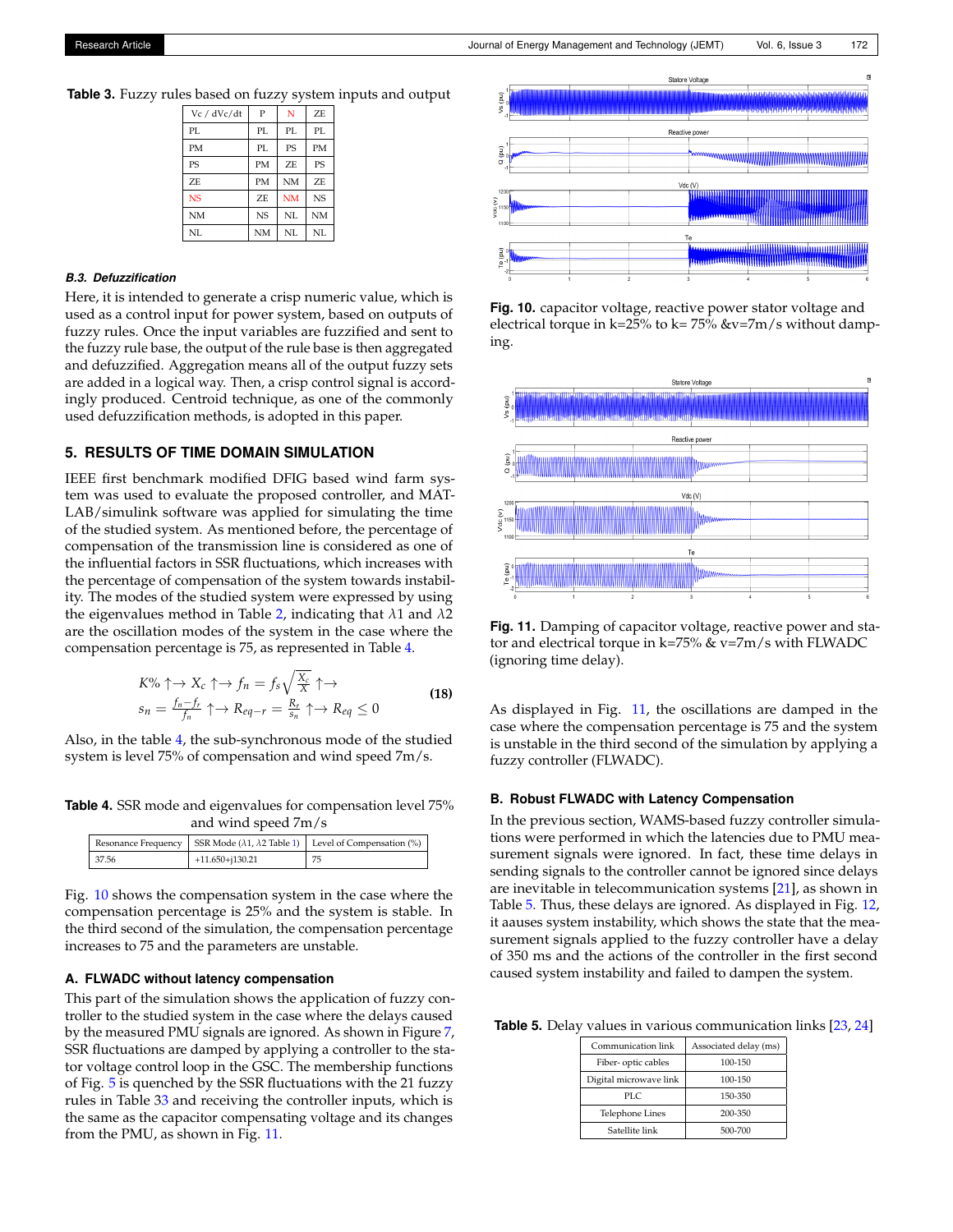**Table 3.** Fuzzy rules based on fuzzy system inputs and output

| Vc / dVc/dt | P | N | ZE |
|---|---|---|---|
| PL | PL | PL | PL |
| PM | PL | PS | PM |
| PS | PM | ZE | PS |
| ZE | PM | NM | ZE |
| NS | ZE | NM | NS |
| NM | NS | NL | NM |
| NL | NM | NL | NL |

#### *B.3. Defuzzification*

Here, it is intended to generate a crisp numeric value, which is used as a control input for power system, based on outputs of fuzzy rules. Once the input variables are fuzzified and sent to the fuzzy rule base, the output of the rule base is then aggregated and defuzzified. Aggregation means all of the output fuzzy sets are added in a logical way. Then, a crisp control signal is accordingly produced. Centroid technique, as one of the commonly used defuzzification methods, is adopted in this paper.

## 5. RESULTS OF TIME DOMAIN SIMULATION

IEEE first benchmark modified DFIG based wind farm system was used to evaluate the proposed controller, and MATLAB/simulink software was applied for simulating the time of the studied system. As mentioned before, the percentage of compensation of the transmission line is considered as one of the influential factors in SSR fluctuations, which increases with the percentage of compensation of the system towards instability. The modes of the studied system were expressed by using the eigenvalues method in Table 2, indicating that $\lambda 1$ and $\lambda 2$ are the oscillation modes of the system in the case where the compensation percentage is 75, as represented in Table 4.

$$
\begin{aligned}
&K\% \uparrow \rightarrow X_c \uparrow \rightarrow f_n = f_s\sqrt{\frac{X_c}{X}} \uparrow \rightarrow \\
&s_n = \frac{f_n - f_r}{f_n} \uparrow \rightarrow R_{eq-r} = \frac{R_r}{s_n} \uparrow \rightarrow R_{eq} \leq 0
\end{aligned}
\tag{18}
$$

Also, in the table 4, the sub-synchronous mode of the studied system is level 75% of compensation and wind speed 7m/s.

**Table 4.** SSR mode and eigenvalues for compensation level 75% and wind speed 7m/s

| Resonance Frequency | SSR Mode ($\lambda 1$, $\lambda 2$ Table 1) | Level of Compensation (%) |
|---|---|---|
| 37.56 | +11.650+j130.21 | 75 |

Fig. 10 shows the compensation system in the case where the compensation percentage is 25% and the system is stable. In the third second of the simulation, the compensation percentage increases to 75 and the parameters are unstable.

### A. FLWADC without latency compensation

This part of the simulation shows the application of fuzzy controller to the studied system in the case where the delays caused by the measured PMU signals are ignored. As shown in Figure 7, SSR fluctuations are damped by applying a controller to the stator voltage control loop in the GSC. The membership functions of Fig. 5 is quenched by the SSR fluctuations with the 21 fuzzy rules in Table 33 and receiving the controller inputs, which is the same as the capacitor compensating voltage and its changes from the PMU, as shown in Fig. 11.

**Fig. 10.** capacitor voltage, reactive power stator voltage and electrical torque in k=25% to k= 75% &v=7m/s without damping.

**Fig. 11.** Damping of capacitor voltage, reactive power and stator and electrical torque in k=75% & v=7m/s with FLWADC (ignoring time delay).

As displayed in Fig. 11, the oscillations are damped in the case where the compensation percentage is 75 and the system is unstable in the third second of the simulation by applying a fuzzy controller (FLWADC).

### B. Robust FLWADC with Latency Compensation

In the previous section, WAMS-based fuzzy controller simulations were performed in which the latencies due to PMU measurement signals were ignored. In fact, these time delays in sending signals to the controller cannot be ignored since delays are inevitable in telecommunication systems [21], as shown in Table 5. Thus, these delays are ignored. As displayed in Fig. 12, it aauses system instability, which shows the state that the measurement signals applied to the fuzzy controller have a delay of 350 ms and the actions of the controller in the first second caused system instability and failed to dampen the system.

**Table 5.** Delay values in various communication links [23, 24]

| Communication link | Associated delay (ms) |
|---|---|
| Fiber- optic cables | 100-150 |
| Digital microwave link | 100-150 |
| PLC | 150-350 |
| Telephone Lines | 200-350 |
| Satellite link | 500-700 |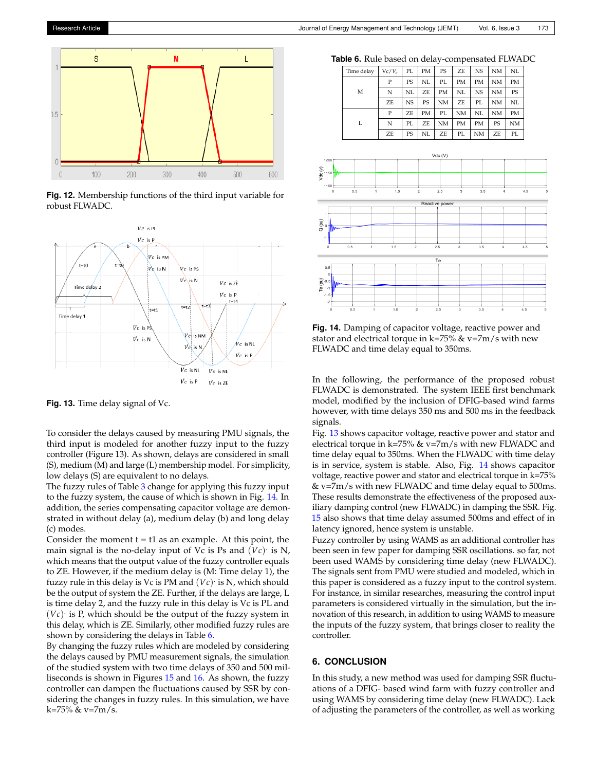Fig. 12. Membership functions of the third input variable for robust FLWADC.

Fig. 13. Time delay signal of Vc.

To consider the delays caused by measuring PMU signals, the third input is modeled for another fuzzy input to the fuzzy controller (Figure 13). As shown, delays are considered in small (S), medium (M) and large (L) membership model. For simplicity, low delays (S) are equivalent to no delays.

The fuzzy rules of Table 3 change for applying this fuzzy input to the fuzzy system, the cause of which is shown in Fig. 14. In addition, the series compensating capacitor voltage are demonstrated in without delay (a), medium delay (b) and long delay (c) modes.

Consider the moment t = t1 as an example. At this point, the main signal is the no-delay input of Vc is Ps and $(Vc)^{\cdot}$ is N, which means that the output value of the fuzzy controller equals to ZE. However, if the medium delay is (M: Time delay 1), the fuzzy rule in this delay is Vc is PM and $(Vc)^{\cdot}$ is N, which should be the output of system the ZE. Further, if the delays are large, L is time delay 2, and the fuzzy rule in this delay is Vc is PL and $(Vc)^{\cdot}$ is P, which should be the output of the fuzzy system in this delay, which is ZE. Similarly, other modified fuzzy rules are shown by considering the delays in Table 6.

By changing the fuzzy rules which are modeled by considering the delays caused by PMU measurement signals, the simulation of the studied system with two time delays of 350 and 500 milliseconds is shown in Figures 15 and 16. As shown, the fuzzy controller can dampen the fluctuations caused by SSR by considering the changes in fuzzy rules. In this simulation, we have k=75% & v=7m/s.

**Table 6.** Rule based on delay-compensated FLWADC

| Time delay | $Vc/V_c$ | PL | PM | PS | ZE | NS | NM | NL |
|---|---|---|---|---|---|---|---|---|
| M | P | PS | NL | PL | PM | PM | NM | PM |
| | N | NL | ZE | PM | NL | NS | NM | PS |
| | ZE | NS | PS | NM | ZE | PL | NM | NL |
| L | P | ZE | PM | PL | NM | NL | NM | PM |
| | N | PL | ZE | NM | PM | PM | PS | NM |
| | ZE | PS | NL | ZE | PL | NM | ZE | PL |

Fig. 14. Damping of capacitor voltage, reactive power and stator and electrical torque in k=75% & v=7m/s with new FLWADC and time delay equal to 350ms.

In the following, the performance of the proposed robust FLWADC is demonstrated. The system IEEE first benchmark model, modified by the inclusion of DFIG-based wind farms however, with time delays 350 ms and 500 ms in the feedback signals.

Fig. 13 shows capacitor voltage, reactive power and stator and electrical torque in k=75% & v=7m/s with new FLWADC and time delay equal to 350ms. When the FLWADC with time delay is in service, system is stable. Also, Fig. 14 shows capacitor voltage, reactive power and stator and electrical torque in k=75% & v=7m/s with new FLWADC and time delay equal to 500ms. These results demonstrate the effectiveness of the proposed auxiliary damping control (new FLWADC) in damping the SSR. Fig. 15 also shows that time delay assumed 500ms and effect of in latency ignored, hence system is unstable.

Fuzzy controller by using WAMS as an additional controller has been seen in few paper for damping SSR oscillations. so far, not been used WAMS by considering time delay (new FLWADC). The signals sent from PMU were studied and modeled, which in this paper is considered as a fuzzy input to the control system. For instance, in similar researches, measuring the control input parameters is considered virtually in the simulation, but the innovation of this research, in addition to using WAMS to measure the inputs of the fuzzy system, that brings closer to reality the controller.

## 6. CONCLUSION

In this study, a new method was used for damping SSR fluctuations of a DFIG- based wind farm with fuzzy controller and using WAMS by considering time delay (new FLWADC). Lack of adjusting the parameters of the controller, as well as working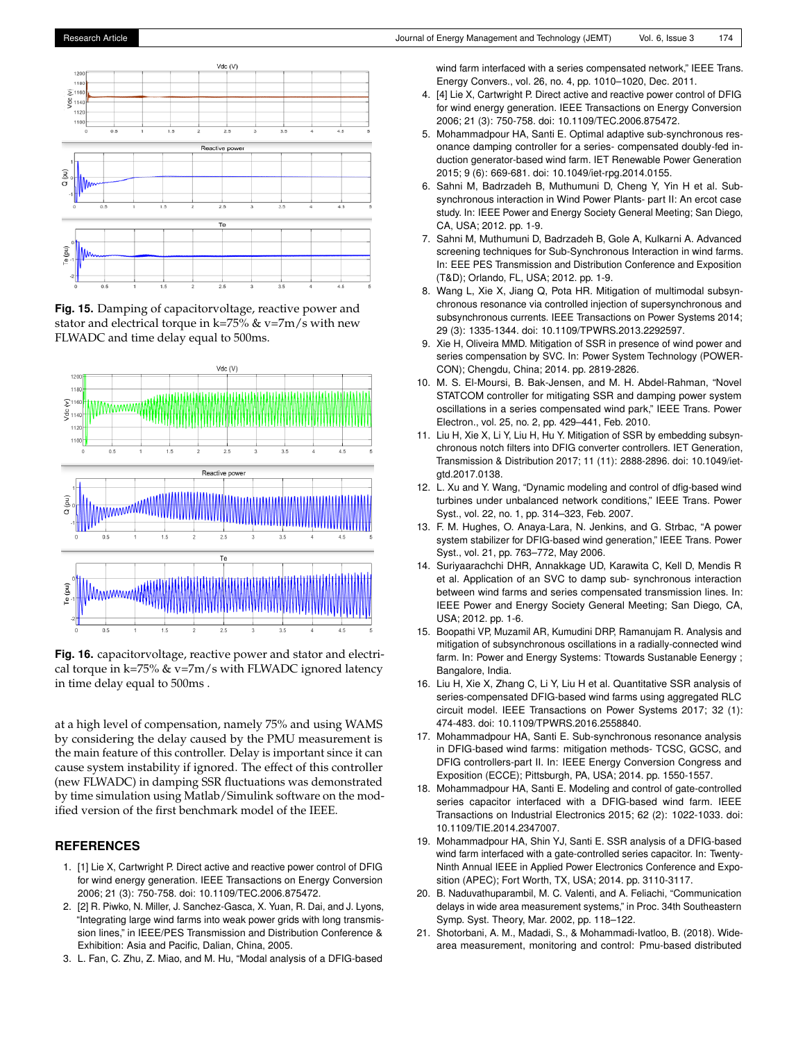**Fig. 15.** Damping of capacitorvoltage, reactive power and stator and electrical torque in k=75% & v=7m/s with new FLWADC and time delay equal to 500ms.

**Fig. 16.** capacitorvoltage, reactive power and stator and electrical torque in k=75% & v=7m/s with FLWADC ignored latency in time delay equal to 500ms .

at a high level of compensation, namely 75% and using WAMS by considering the delay caused by the PMU measurement is the main feature of this controller. Delay is important since it can cause system instability if ignored. The effect of this controller (new FLWADC) in damping SSR fluctuations was demonstrated by time simulation using Matlab/Simulink software on the modified version of the first benchmark model of the IEEE.

## REFERENCES

1. [1] Lie X, Cartwright P. Direct active and reactive power control of DFIG for wind energy generation. IEEE Transactions on Energy Conversion 2006; 21 (3): 750-758. doi: 10.1109/TEC.2006.875472.
2. [2] R. Piwko, N. Miller, J. Sanchez-Gasca, X. Yuan, R. Dai, and J. Lyons, "Integrating large wind farms into weak power grids with long transmission lines," in IEEE/PES Transmission and Distribution Conference & Exhibition: Asia and Pacific, Dalian, China, 2005.
3. L. Fan, C. Zhu, Z. Miao, and M. Hu, "Modal analysis of a DFIG-based wind farm interfaced with a series compensated network," IEEE Trans. Energy Convers., vol. 26, no. 4, pp. 1010–1020, Dec. 2011.
4. [4] Lie X, Cartwright P. Direct active and reactive power control of DFIG for wind energy generation. IEEE Transactions on Energy Conversion 2006; 21 (3): 750-758. doi: 10.1109/TEC.2006.875472.
5. Mohammadpour HA, Santi E. Optimal adaptive sub-synchronous resonance damping controller for a series- compensated doubly-fed induction generator-based wind farm. IET Renewable Power Generation 2015; 9 (6): 669-681. doi: 10.1049/iet-rpg.2014.0155.
6. Sahni M, Badrzadeh B, Muthumuni D, Cheng Y, Yin H et al. Sub-synchronous interaction in Wind Power Plants- part II: An ercot case study. In: IEEE Power and Energy Society General Meeting; San Diego, CA, USA; 2012. pp. 1-9.
7. Sahni M, Muthumuni D, Badrzadeh B, Gole A, Kulkarni A. Advanced screening techniques for Sub-Synchronous Interaction in wind farms. In: EEE PES Transmission and Distribution Conference and Exposition (T&D); Orlando, FL, USA; 2012. pp. 1-9.
8. Wang L, Xie X, Jiang Q, Pota HR. Mitigation of multimodal subsynchronous resonance via controlled injection of supersynchronous and subsynchronous currents. IEEE Transactions on Power Systems 2014; 29 (3): 1335-1344. doi: 10.1109/TPWRS.2013.2292597.
9. Xie H, Oliveira MMD. Mitigation of SSR in presence of wind power and series compensation by SVC. In: Power System Technology (POWERCON); Chengdu, China; 2014. pp. 2819-2826.
10. M. S. El-Moursi, B. Bak-Jensen, and M. H. Abdel-Rahman, "Novel STATCOM controller for mitigating SSR and damping power system oscillations in a series compensated wind park," IEEE Trans. Power Electron., vol. 25, no. 2, pp. 429–441, Feb. 2010.
11. Liu H, Xie X, Li Y, Liu H, Hu Y. Mitigation of SSR by embedding subsynchronous notch filters into DFIG converter controllers. IET Generation, Transmission & Distribution 2017; 11 (11): 2888-2896. doi: 10.1049/iet-gtd.2017.0138.
12. L. Xu and Y. Wang, "Dynamic modeling and control of dfig-based wind turbines under unbalanced network conditions," IEEE Trans. Power Syst., vol. 22, no. 1, pp. 314–323, Feb. 2007.
13. F. M. Hughes, O. Anaya-Lara, N. Jenkins, and G. Strbac, "A power system stabilizer for DFIG-based wind generation," IEEE Trans. Power Syst., vol. 21, pp. 763–772, May 2006.
14. Suriyaarachchi DHR, Annakkage UD, Karawita C, Kell D, Mendis R et al. Application of an SVC to damp sub- synchronous interaction between wind farms and series compensated transmission lines. In: IEEE Power and Energy Society General Meeting; San Diego, CA, USA; 2012. pp. 1-6.
15. Boopathi VP, Muzamil AR, Kumudini DRP, Ramanujam R. Analysis and mitigation of subsynchronous oscillations in a radially-connected wind farm. In: Power and Energy Systems: Ttowards Sustanable Eenergy ; Bangalore, India.
16. Liu H, Xie X, Zhang C, Li Y, Liu H et al. Quantitative SSR analysis of series-compensated DFIG-based wind farms using aggregated RLC circuit model. IEEE Transactions on Power Systems 2017; 32 (1): 474-483. doi: 10.1109/TPWRS.2016.2558840.
17. Mohammadpour HA, Santi E. Sub-synchronous resonance analysis in DFIG-based wind farms: mitigation methods- TCSC, GCSC, and DFIG controllers-part II. In: IEEE Energy Conversion Congress and Exposition (ECCE); Pittsburgh, PA, USA; 2014. pp. 1550-1557.
18. Mohammadpour HA, Santi E. Modeling and control of gate-controlled series capacitor interfaced with a DFIG-based wind farm. IEEE Transactions on Industrial Electronics 2015; 62 (2): 1022-1033. doi: 10.1109/TIE.2014.2347007.
19. Mohammadpour HA, Shin YJ, Santi E. SSR analysis of a DFIG-based wind farm interfaced with a gate-controlled series capacitor. In: Twenty-Ninth Annual IEEE in Applied Power Electronics Conference and Exposition (APEC); Fort Worth, TX, USA; 2014. pp. 3110-3117.
20. B. Naduvathuparambil, M. C. Valenti, and A. Feliachi, "Communication delays in wide area measurement systems," in Proc. 34th Southeastern Symp. Syst. Theory, Mar. 2002, pp. 118–122.
21. Shotorbani, A. M., Madadi, S., & Mohammadi-Ivatloo, B. (2018). Wide-area measurement, monitoring and control: Pmu-based distributed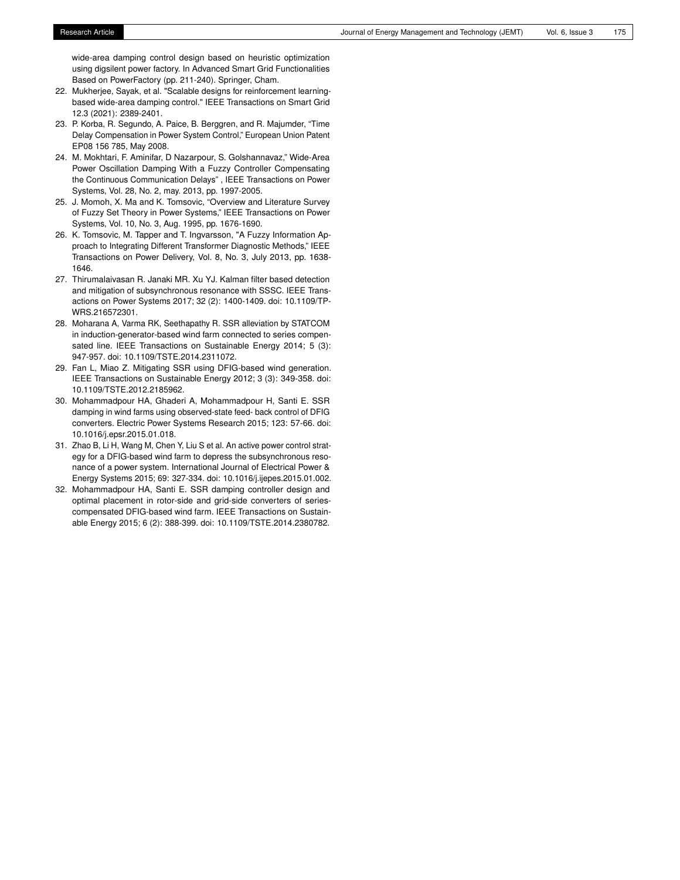wide-area damping control design based on heuristic optimization using digsilent power factory. In Advanced Smart Grid Functionalities Based on PowerFactory (pp. 211-240). Springer, Cham.

22. Mukherjee, Sayak, et al. "Scalable designs for reinforcement learning-based wide-area damping control." IEEE Transactions on Smart Grid 12.3 (2021): 2389-2401.
23. P. Korba, R. Segundo, A. Paice, B. Berggren, and R. Majumder, "Time Delay Compensation in Power System Control," European Union Patent EP08 156 785, May 2008.
24. M. Mokhtari, F. Aminifar, D Nazarpour, S. Golshannavaz," Wide-Area Power Oscillation Damping With a Fuzzy Controller Compensating the Continuous Communication Delays" , IEEE Transactions on Power Systems, Vol. 28, No. 2, may. 2013, pp. 1997-2005.
25. J. Momoh, X. Ma and K. Tomsovic, "Overview and Literature Survey of Fuzzy Set Theory in Power Systems," IEEE Transactions on Power Systems, Vol. 10, No. 3, Aug. 1995, pp. 1676-1690.
26. K. Tomsovic, M. Tapper and T. Ingvarsson, "A Fuzzy Information Approach to Integrating Different Transformer Diagnostic Methods," IEEE Transactions on Power Delivery, Vol. 8, No. 3, July 2013, pp. 1638-1646.
27. Thirumalaivasan R. Janaki MR. Xu YJ. Kalman filter based detection and mitigation of subsynchronous resonance with SSSC. IEEE Transactions on Power Systems 2017; 32 (2): 1400-1409. doi: 10.1109/TPWRS.216572301.
28. Moharana A, Varma RK, Seethapathy R. SSR alleviation by STATCOM in induction-generator-based wind farm connected to series compensated line. IEEE Transactions on Sustainable Energy 2014; 5 (3): 947-957. doi: 10.1109/TSTE.2014.2311072.
29. Fan L, Miao Z. Mitigating SSR using DFIG-based wind generation. IEEE Transactions on Sustainable Energy 2012; 3 (3): 349-358. doi: 10.1109/TSTE.2012.2185962.
30. Mohammadpour HA, Ghaderi A, Mohammadpour H, Santi E. SSR damping in wind farms using observed-state feed- back control of DFIG converters. Electric Power Systems Research 2015; 123: 57-66. doi: 10.1016/j.epsr.2015.01.018.
31. Zhao B, Li H, Wang M, Chen Y, Liu S et al. An active power control strategy for a DFIG-based wind farm to depress the subsynchronous resonance of a power system. International Journal of Electrical Power & Energy Systems 2015; 69: 327-334. doi: 10.1016/j.ijepes.2015.01.002.
32. Mohammadpour HA, Santi E. SSR damping controller design and optimal placement in rotor-side and grid-side converters of series-compensated DFIG-based wind farm. IEEE Transactions on Sustainable Energy 2015; 6 (2): 388-399. doi: 10.1109/TSTE.2014.2380782.